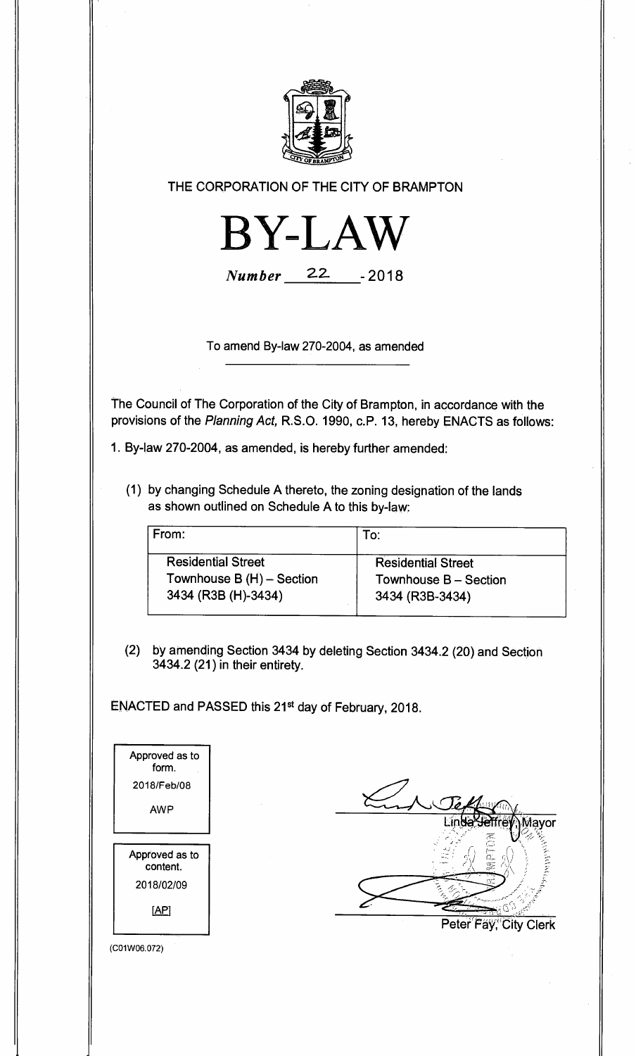THE CORPORATION OF THE CITY OF BRAMPTON

# BY-LAW

*Number* 22 - 2018

To amend By-law 270-2004, as amended

The Council of The Corporation of the City of Brampton, in accordance with the provisions of the *Planning Act,* R.S.O. 1990, c.P. 13, hereby ENACTS as follows:

1. By-law 270-2004, as amended, is hereby further amended:

   (1) by changing Schedule A thereto, the zoning designation of the lands as shown outlined on Schedule A to this by-law:

| From: | To: |
|---|---|
| Residential Street Townhouse B (H) – Section 3434 (R3B (H)-3434) | Residential Street Townhouse B – Section 3434 (R3B-3434) |

   (2) by amending Section 3434 by deleting Section 3434.2 (20) and Section 3434.2 (21) in their entirety.

ENACTED and PASSED this 21st day of February, 2018.

| Approved as to form. |
|---|
| 2018/Feb/08 |
| AWP |

| Approved as to content. |
|---|
| 2018/02/09 |
| [AP] |

Linda Jeffrey, Mayor

Peter Fay, City Clerk

(C01W06.072)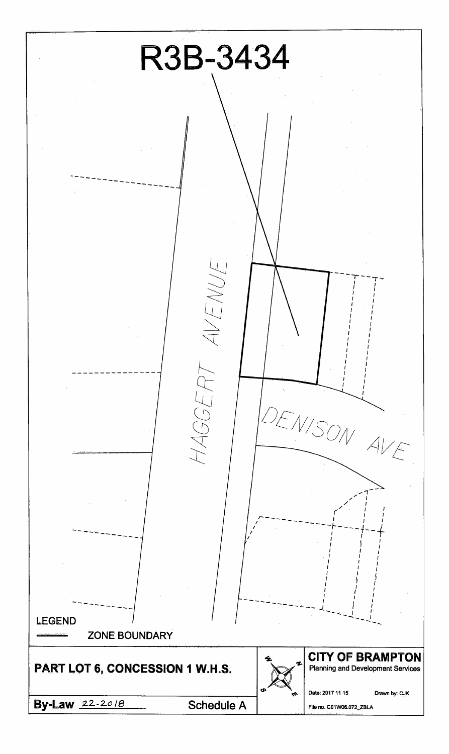# R3B-3434

HAGGERT AVENUE

DENISON AVE

LEGEND

ZONE BOUNDARY

**PART LOT 6, CONCESSION 1 W.H.S.**

**By-Law** 22-2018 Schedule A

**CITY OF BRAMPTON**
Planning and Development Services

Date: 2017 11 15 Drawn by: CJK

File no. C01W06.072_ZBLA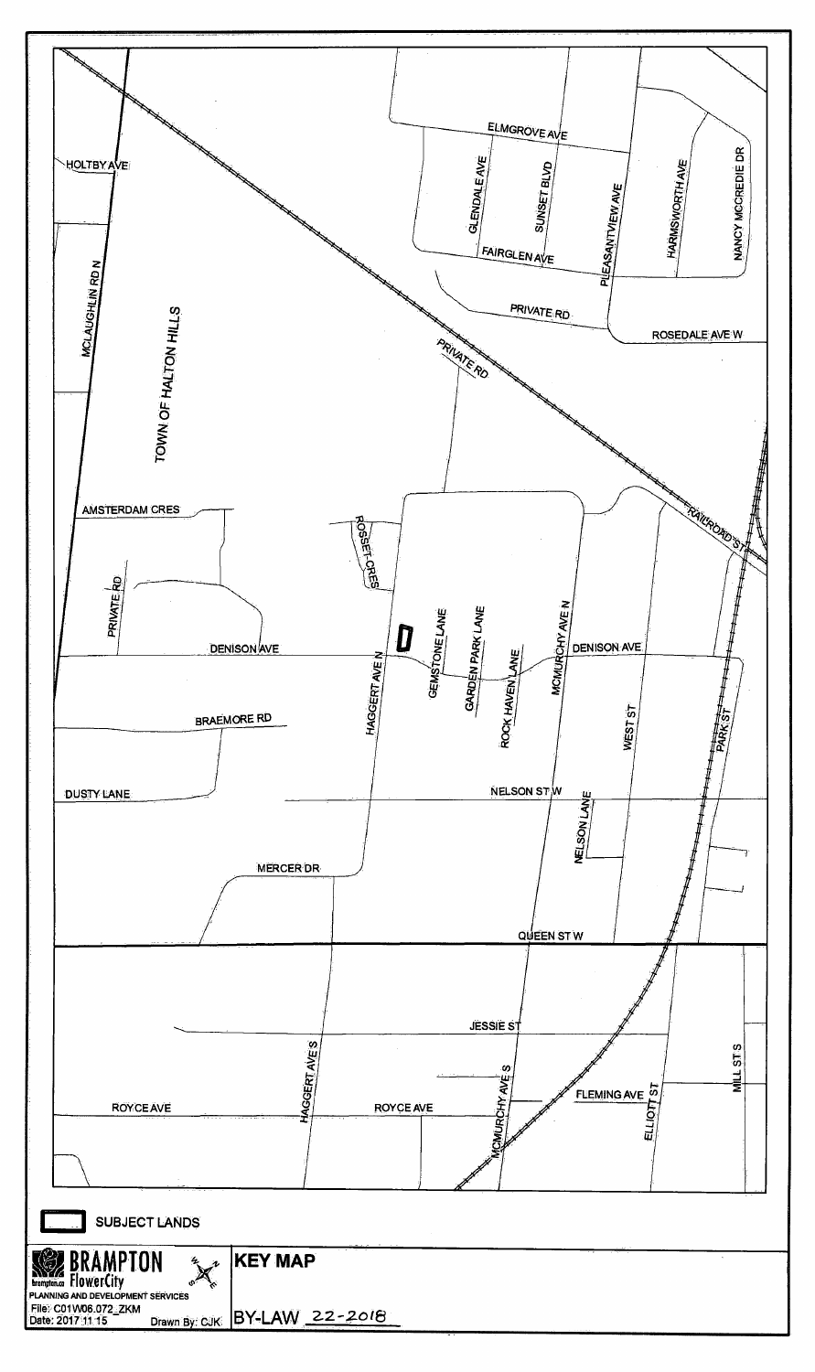HOLTBY AVE

MCLAUGHLIN RD N

TOWN OF HALTON HILLS

ELMGROVE AVE

GLENDALE AVE

SUNSET BLVD

PLEASANTVIEW AVE

HARMSWORTH AVE

NANCY MCCREDIE DR

FAIRGLEN AVE

PRIVATE RD

ROSEDALE AVE W

PRIVATE RD

RAILROAD ST

AMSTERDAM CRES

ROSSET CRES

PRIVATE RD

DENISON AVE

HAGGERT AVE N

GEMSTONE LANE

GARDEN PARK LANE

ROCK HAVEN LANE

MCMURCHY AVE N

DENISON AVE

WEST ST

PARK ST

BRAEMORE RD

DUSTY LANE

NELSON ST W

NELSON LANE

MERCER DR

QUEEN ST W

JESSIE ST

HAGGERT AVE S

MILL ST S

ROYCE AVE

ROYCE AVE

MCMURCHY AVE S

FLEMING AVE

ELLIOTT ST

SUBJECT LANDS

BRAMPTON FlowerCity

brampton.ca

PLANNING AND DEVELOPMENT SERVICES

File: C01W06.072_ZKM

Date: 2017 11 15

Drawn By: CJK

**KEY MAP**

BY-LAW 22-2018